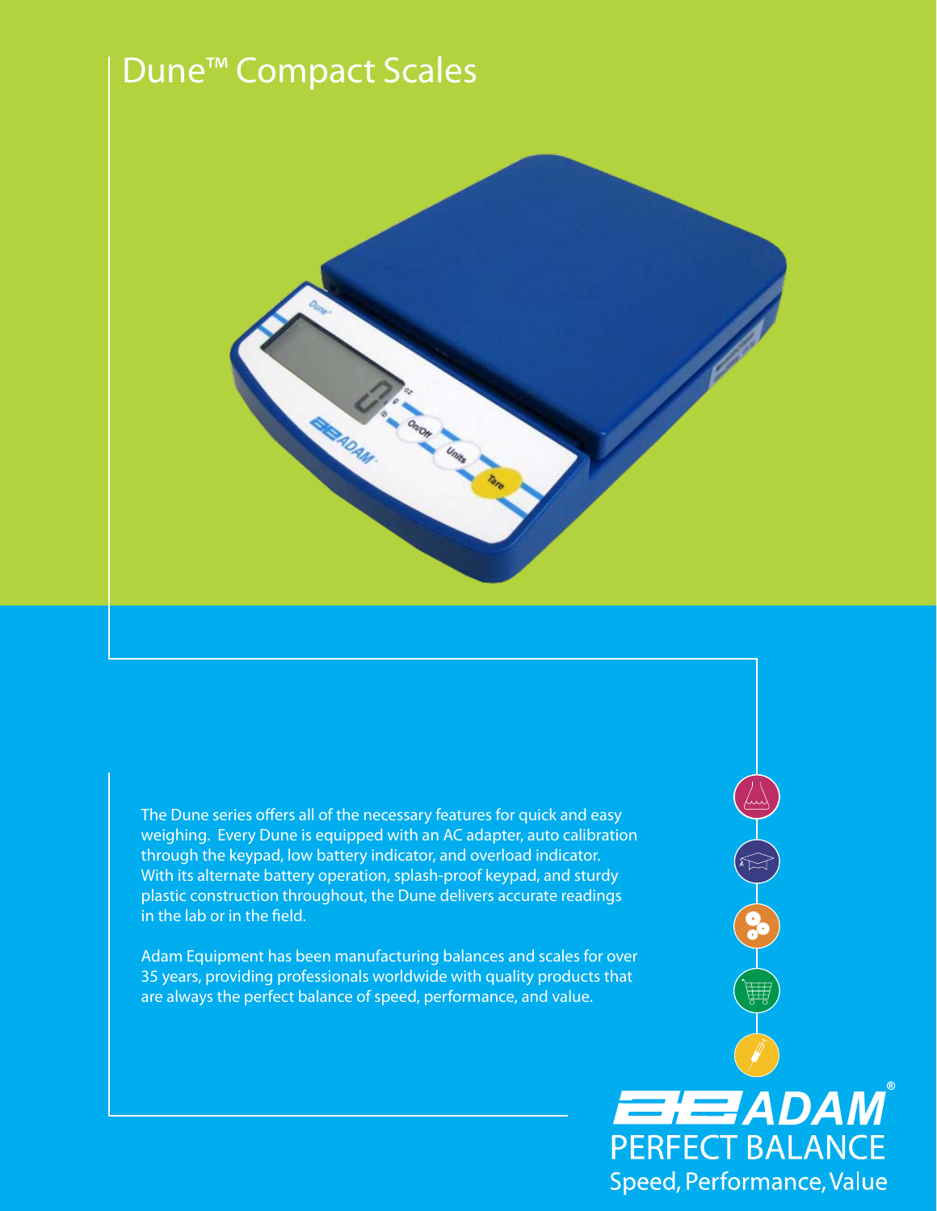# Dune™ Compact Scales

The Dune series offers all of the necessary features for quick and easy weighing. Every Dune is equipped with an AC adapter, auto calibration through the keypad, low battery indicator, and overload indicator. With its alternate battery operation, splash-proof keypad, and sturdy plastic construction throughout, the Dune delivers accurate readings in the lab or in the field.

Adam Equipment has been manufacturing balances and scales for over 35 years, providing professionals worldwide with quality products that are always the perfect balance of speed, performance, and value.

ADAM®

PERFECT BALANCE

Speed, Performance, Value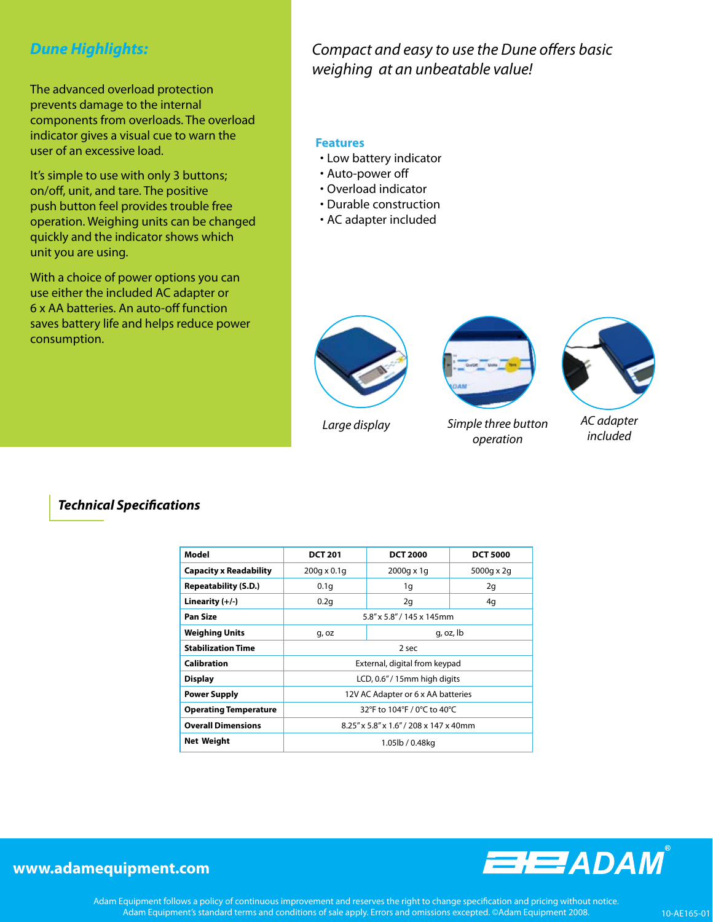## *Dune Highlights:*

The advanced overload protection prevents damage to the internal components from overloads. The overload indicator gives a visual cue to warn the user of an excessive load.

It's simple to use with only 3 buttons; on/off, unit, and tare. The positive push button feel provides trouble free operation. Weighing units can be changed quickly and the indicator shows which unit you are using.

With a choice of power options you can use either the included AC adapter or 6 x AA batteries. An auto-off function saves battery life and helps reduce power consumption.

*Compact and easy to use the Dune offers basic weighing at an unbeatable value!*

### Features

- Low battery indicator
- Auto-power off
- Overload indicator
- Durable construction
- AC adapter included

*Large display*

*Simple three button operation*

*AC adapter included*

## *Technical Specifications*

| Model | DCT 201 | DCT 2000 | DCT 5000 |
|---|---|---|---|
| Capacity x Readability | 200g x 0.1g | 2000g x 1g | 5000g x 2g |
| Repeatability (S.D.) | 0.1g | 1g | 2g |
| Linearity (+/-) | 0.2g | 2g | 4g |
| Pan Size | 5.8" x 5.8" / 145 x 145mm | | |
| Weighing Units | g, oz | g, oz, lb | |
| Stabilization Time | 2 sec | | |
| Calibration | External, digital from keypad | | |
| Display | LCD, 0.6" / 15mm high digits | | |
| Power Supply | 12V AC Adapter or 6 x AA batteries | | |
| Operating Temperature | 32°F to 104°F / 0°C to 40°C | | |
| Overall Dimensions | 8.25" x 5.8" x 1.6" / 208 x 147 x 40mm | | |
| Net Weight | 1.05lb / 0.48kg | | |

**www.adamequipment.com**

ADAM®

Adam Equipment follows a policy of continuous improvement and reserves the right to change specification and pricing without notice. Adam Equipment's standard terms and conditions of sale apply. Errors and omissions excepted. ©Adam Equipment 2008.

10-AE165-01